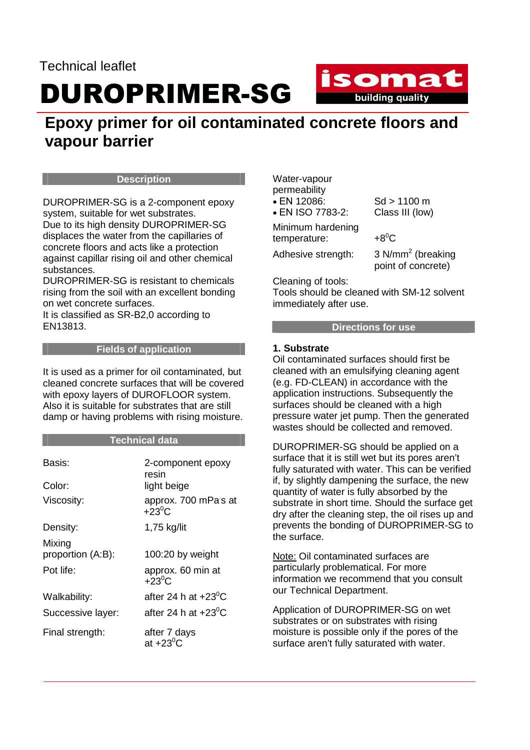Technical leaflet

# DUROPRIMER-SG

## Epoxy primer for oil contaminated concrete floors and vapour barrier

### Description

DUROPRIMER-SG is a 2-component epoxy system, suitable for wet substrates.
Due to its high density DUROPRIMER-SG displaces the water from the capillaries of concrete floors and acts like a protection against capillar rising oil and other chemical substances.
DUROPRIMER-SG is resistant to chemicals rising from the soil with an excellent bonding on wet concrete surfaces.
It is classified as SR-B2,0 according to EN13813.

### Fields of application

It is used as a primer for oil contaminated, but cleaned concrete surfaces that will be covered with epoxy layers of DUROFLOOR system.
Also it is suitable for substrates that are still damp or having problems with rising moisture.

### Technical data

| | |
|---|---|
| Basis: | 2-component epoxy resin |
| Color: | light beige |
| Viscosity: | approx. 700 mPa.s at +23$^0$C |
| Density: | 1,75 kg/lit |
| Mixing proportion (A:B): | 100:20 by weight |
| Pot life: | approx. 60 min at +23$^0$C |
| Walkability: | after 24 h at +23$^0$C |
| Successive layer: | after 24 h at +23$^0$C |
| Final strength: | after 7 days at +23$^0$C |
| Water-vapour permeability | |
| • EN 12086: | Sd > 1100 m |
| • EN ISO 7783-2: | Class III (low) |
| Minimum hardening temperature: | +8$^0$C |
| Adhesive strength: | 3 N/mm$^2$ (breaking point of concrete) |

Cleaning of tools:
Tools should be cleaned with SM-12 solvent immediately after use.

### Directions for use

**1. Substrate**
Oil contaminated surfaces should first be cleaned with an emulsifying cleaning agent (e.g. FD-CLEAN) in accordance with the application instructions. Subsequently the surfaces should be cleaned with a high pressure water jet pump. Then the generated wastes should be collected and removed.

DUROPRIMER-SG should be applied on a surface that it is still wet but its pores aren't fully saturated with water. This can be verified if, by slightly dampening the surface, the new quantity of water is fully absorbed by the substrate in short time. Should the surface get dry after the cleaning step, the oil rises up and prevents the bonding of DUROPRIMER-SG to the surface.

Note: Oil contaminated surfaces are particularly problematical. For more information we recommend that you consult our Technical Department.

Application of DUROPRIMER-SG on wet substrates or on substrates with rising moisture is possible only if the pores of the surface aren't fully saturated with water.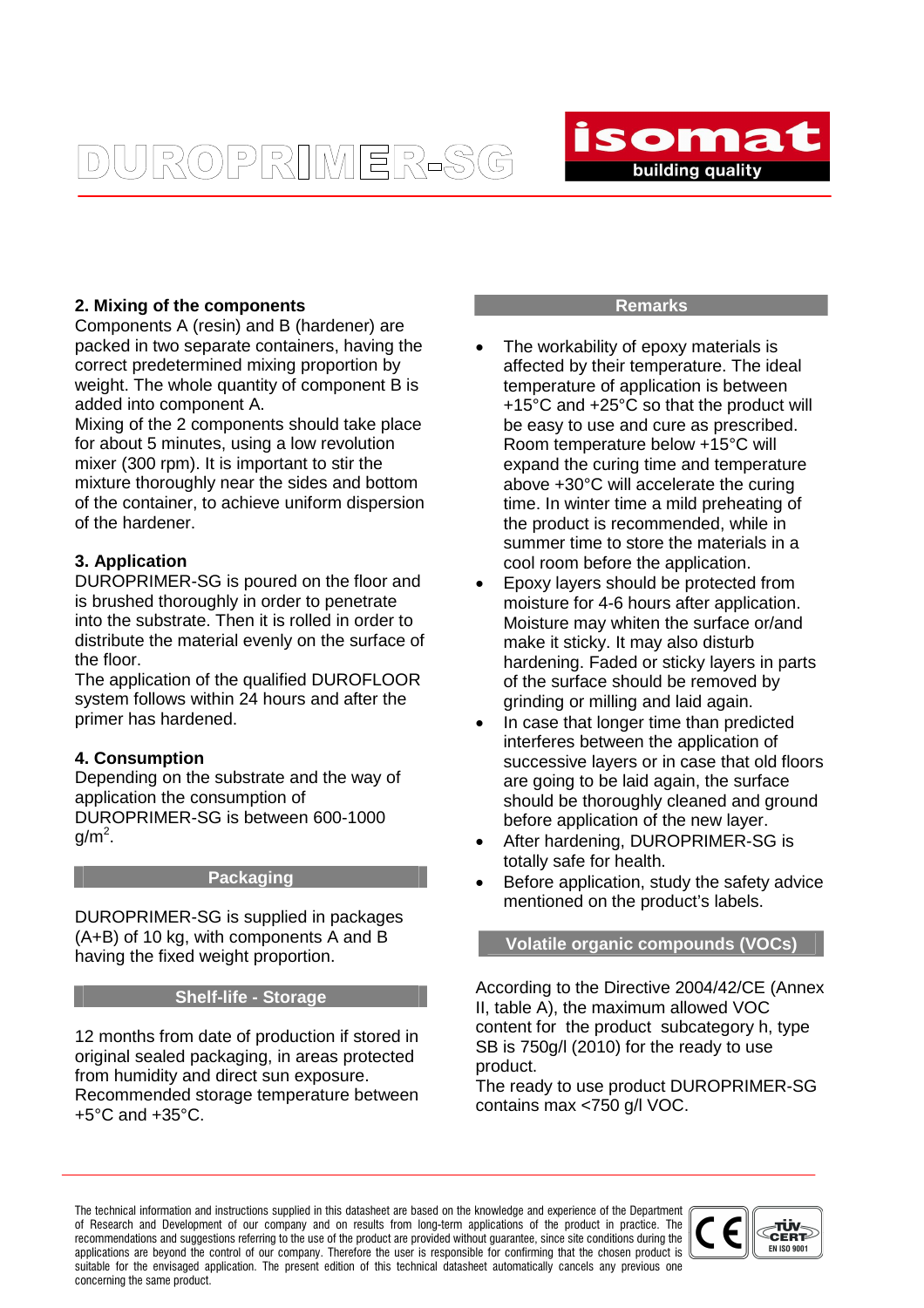## 2. Mixing of the components

Components A (resin) and B (hardener) are packed in two separate containers, having the correct predetermined mixing proportion by weight. The whole quantity of component B is added into component A.

Mixing of the 2 components should take place for about 5 minutes, using a low revolution mixer (300 rpm). It is important to stir the mixture thoroughly near the sides and bottom of the container, to achieve uniform dispersion of the hardener.

## 3. Application

DUROPRIMER-SG is poured on the floor and is brushed thoroughly in order to penetrate into the substrate. Then it is rolled in order to distribute the material evenly on the surface of the floor.

The application of the qualified DUROFLOOR system follows within 24 hours and after the primer has hardened.

## 4. Consumption

Depending on the substrate and the way of application the consumption of DUROPRIMER-SG is between 600-1000 g/m$^2$.

## Packaging

DUROPRIMER-SG is supplied in packages (A+B) of 10 kg, with components A and B having the fixed weight proportion.

## Shelf-life - Storage

12 months from date of production if stored in original sealed packaging, in areas protected from humidity and direct sun exposure. Recommended storage temperature between +5°C and +35°C.

## Remarks

- The workability of epoxy materials is affected by their temperature. The ideal temperature of application is between +15°C and +25°C so that the product will be easy to use and cure as prescribed. Room temperature below +15°C will expand the curing time and temperature above +30°C will accelerate the curing time. In winter time a mild preheating of the product is recommended, while in summer time to store the materials in a cool room before the application.
- Epoxy layers should be protected from moisture for 4-6 hours after application. Moisture may whiten the surface or/and make it sticky. It may also disturb hardening. Faded or sticky layers in parts of the surface should be removed by grinding or milling and laid again.
- In case that longer time than predicted interferes between the application of successive layers or in case that old floors are going to be laid again, the surface should be thoroughly cleaned and ground before application of the new layer.
- After hardening, DUROPRIMER-SG is totally safe for health.
- Before application, study the safety advice mentioned on the product's labels.

## Volatile organic compounds (VOCs)

According to the Directive 2004/42/CE (Annex II, table A), the maximum allowed VOC content for the product subcategory h, type SB is 750g/l (2010) for the ready to use product.

The ready to use product DUROPRIMER-SG contains max <750 g/l VOC.

The technical information and instructions supplied in this datasheet are based on the knowledge and experience of the Department of Research and Development of our company and on results from long-term applications of the product in practice. The recommendations and suggestions referring to the use of the product are provided without guarantee, since site conditions during the applications are beyond the control of our company. Therefore the user is responsible for confirming that the chosen product is suitable for the envisaged application. The present edition of this technical datasheet automatically cancels any previous one concerning the same product.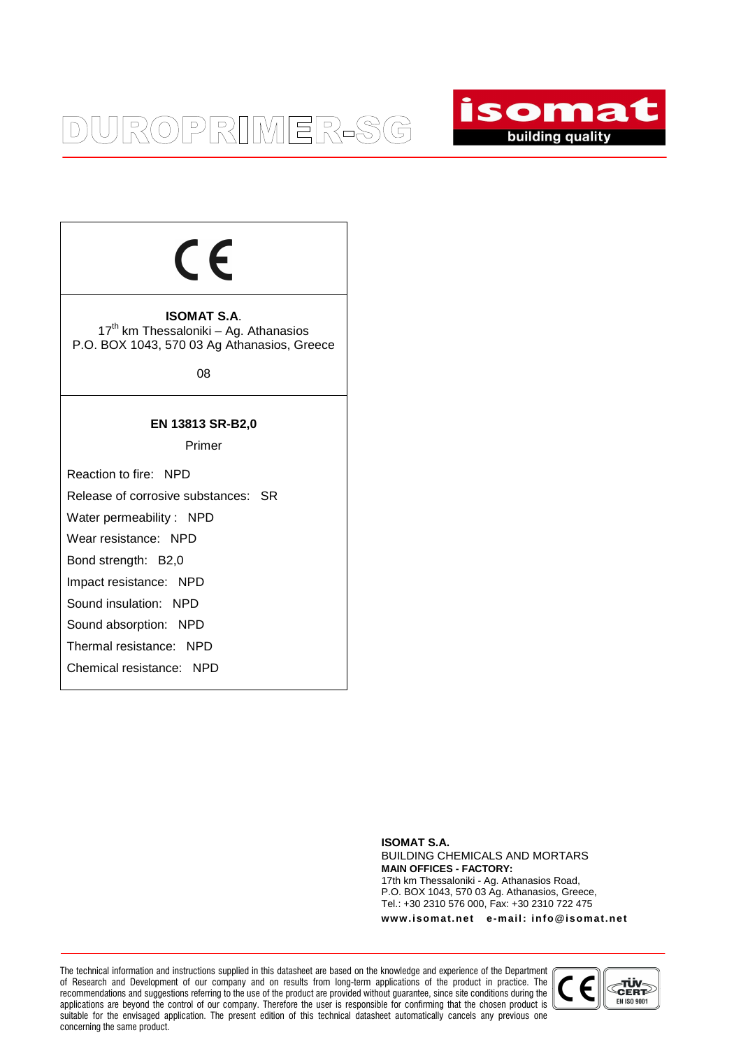CE

**ISOMAT S.A**.
17th km Thessaloniki – Ag. Athanasios
P.O. BOX 1043, 570 03 Ag Athanasios, Greece

08

**EN 13813 SR-B2,0**

Primer

Reaction to fire: NPD

Release of corrosive substances: SR

Water permeability : NPD

Wear resistance: NPD

Bond strength: B2,0

Impact resistance: NPD

Sound insulation: NPD

Sound absorption: NPD

Thermal resistance: NPD

Chemical resistance: NPD

**ISOMAT S.A.**
BUILDING CHEMICALS AND MORTARS
**MAIN OFFICES - FACTORY:**
17th km Thessaloniki - Ag. Athanasios Road,
P.O. BOX 1043, 570 03 Ag. Athanasios, Greece,
Tel.: +30 2310 576 000, Fax: +30 2310 722 475
**www.isomat.net e-mail: info@isomat.net**

The technical information and instructions supplied in this datasheet are based on the knowledge and experience of the Department of Research and Development of our company and on results from long-term applications of the product in practice. The recommendations and suggestions referring to the use of the product are provided without guarantee, since site conditions during the applications are beyond the control of our company. Therefore the user is responsible for confirming that the chosen product is suitable for the envisaged application. The present edition of this technical datasheet automatically cancels any previous one concerning the same product.